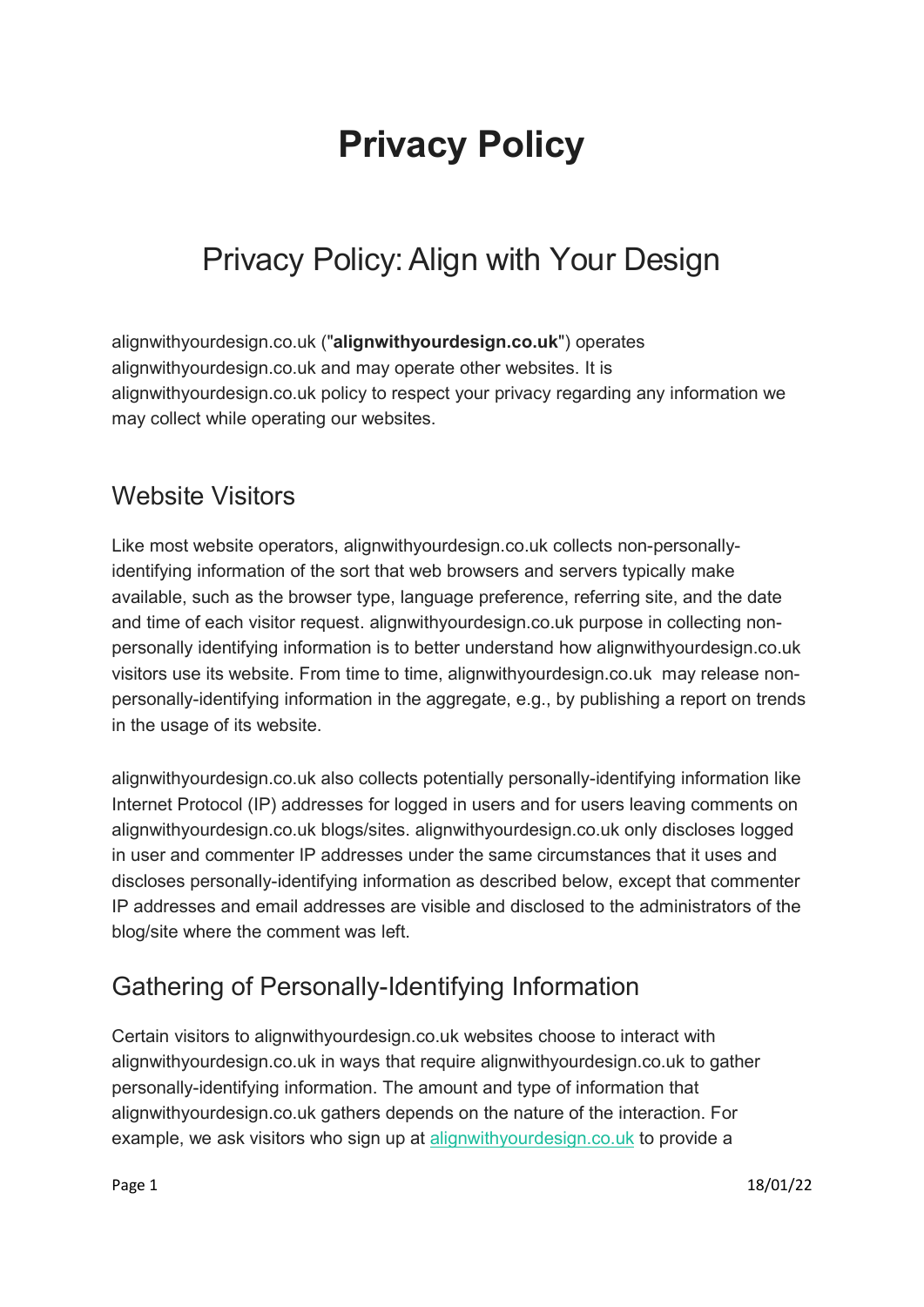# Privacy Policy

## Privacy Policy: Align with Your Design

alignwithyourdesign.co.uk ("**alignwithyourdesign.co.uk**") operates alignwithyourdesign.co.uk and may operate other websites. It is alignwithyourdesign.co.uk policy to respect your privacy regarding any information we may collect while operating our websites.

### Website Visitors

Like most website operators, alignwithyourdesign.co.uk collects non-personally-identifying information of the sort that web browsers and servers typically make available, such as the browser type, language preference, referring site, and the date and time of each visitor request. alignwithyourdesign.co.uk purpose in collecting non-personally identifying information is to better understand how alignwithyourdesign.co.uk visitors use its website. From time to time, alignwithyourdesign.co.uk may release non-personally-identifying information in the aggregate, e.g., by publishing a report on trends in the usage of its website.

alignwithyourdesign.co.uk also collects potentially personally-identifying information like Internet Protocol (IP) addresses for logged in users and for users leaving comments on alignwithyourdesign.co.uk blogs/sites. alignwithyourdesign.co.uk only discloses logged in user and commenter IP addresses under the same circumstances that it uses and discloses personally-identifying information as described below, except that commenter IP addresses and email addresses are visible and disclosed to the administrators of the blog/site where the comment was left.

### Gathering of Personally-Identifying Information

Certain visitors to alignwithyourdesign.co.uk websites choose to interact with alignwithyourdesign.co.uk in ways that require alignwithyourdesign.co.uk to gather personally-identifying information. The amount and type of information that alignwithyourdesign.co.uk gathers depends on the nature of the interaction. For example, we ask visitors who sign up at [alignwithyourdesign.co.uk](alignwithyourdesign.co.uk) to provide a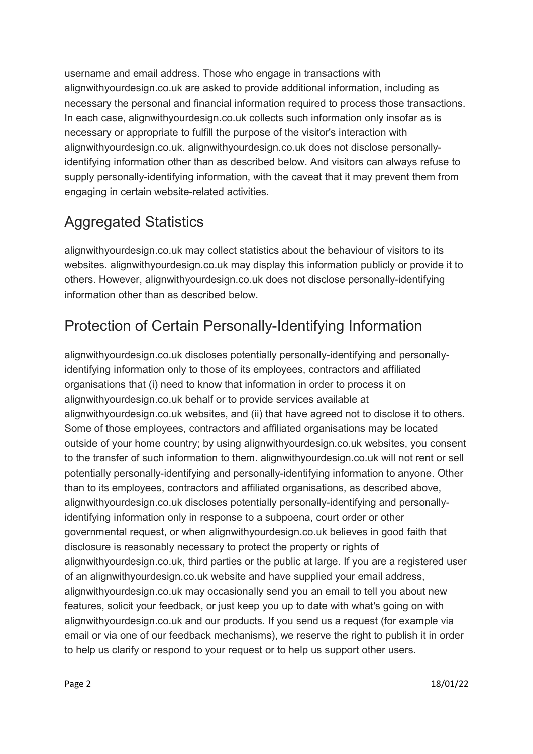username and email address. Those who engage in transactions with alignwithyourdesign.co.uk are asked to provide additional information, including as necessary the personal and financial information required to process those transactions. In each case, alignwithyourdesign.co.uk collects such information only insofar as is necessary or appropriate to fulfill the purpose of the visitor's interaction with alignwithyourdesign.co.uk. alignwithyourdesign.co.uk does not disclose personally-identifying information other than as described below. And visitors can always refuse to supply personally-identifying information, with the caveat that it may prevent them from engaging in certain website-related activities.

## Aggregated Statistics

alignwithyourdesign.co.uk may collect statistics about the behaviour of visitors to its websites. alignwithyourdesign.co.uk may display this information publicly or provide it to others. However, alignwithyourdesign.co.uk does not disclose personally-identifying information other than as described below.

## Protection of Certain Personally-Identifying Information

alignwithyourdesign.co.uk discloses potentially personally-identifying and personally-identifying information only to those of its employees, contractors and affiliated organisations that (i) need to know that information in order to process it on alignwithyourdesign.co.uk behalf or to provide services available at alignwithyourdesign.co.uk websites, and (ii) that have agreed not to disclose it to others. Some of those employees, contractors and affiliated organisations may be located outside of your home country; by using alignwithyourdesign.co.uk websites, you consent to the transfer of such information to them. alignwithyourdesign.co.uk will not rent or sell potentially personally-identifying and personally-identifying information to anyone. Other than to its employees, contractors and affiliated organisations, as described above, alignwithyourdesign.co.uk discloses potentially personally-identifying and personally-identifying information only in response to a subpoena, court order or other governmental request, or when alignwithyourdesign.co.uk believes in good faith that disclosure is reasonably necessary to protect the property or rights of alignwithyourdesign.co.uk, third parties or the public at large. If you are a registered user of an alignwithyourdesign.co.uk website and have supplied your email address, alignwithyourdesign.co.uk may occasionally send you an email to tell you about new features, solicit your feedback, or just keep you up to date with what's going on with alignwithyourdesign.co.uk and our products. If you send us a request (for example via email or via one of our feedback mechanisms), we reserve the right to publish it in order to help us clarify or respond to your request or to help us support other users.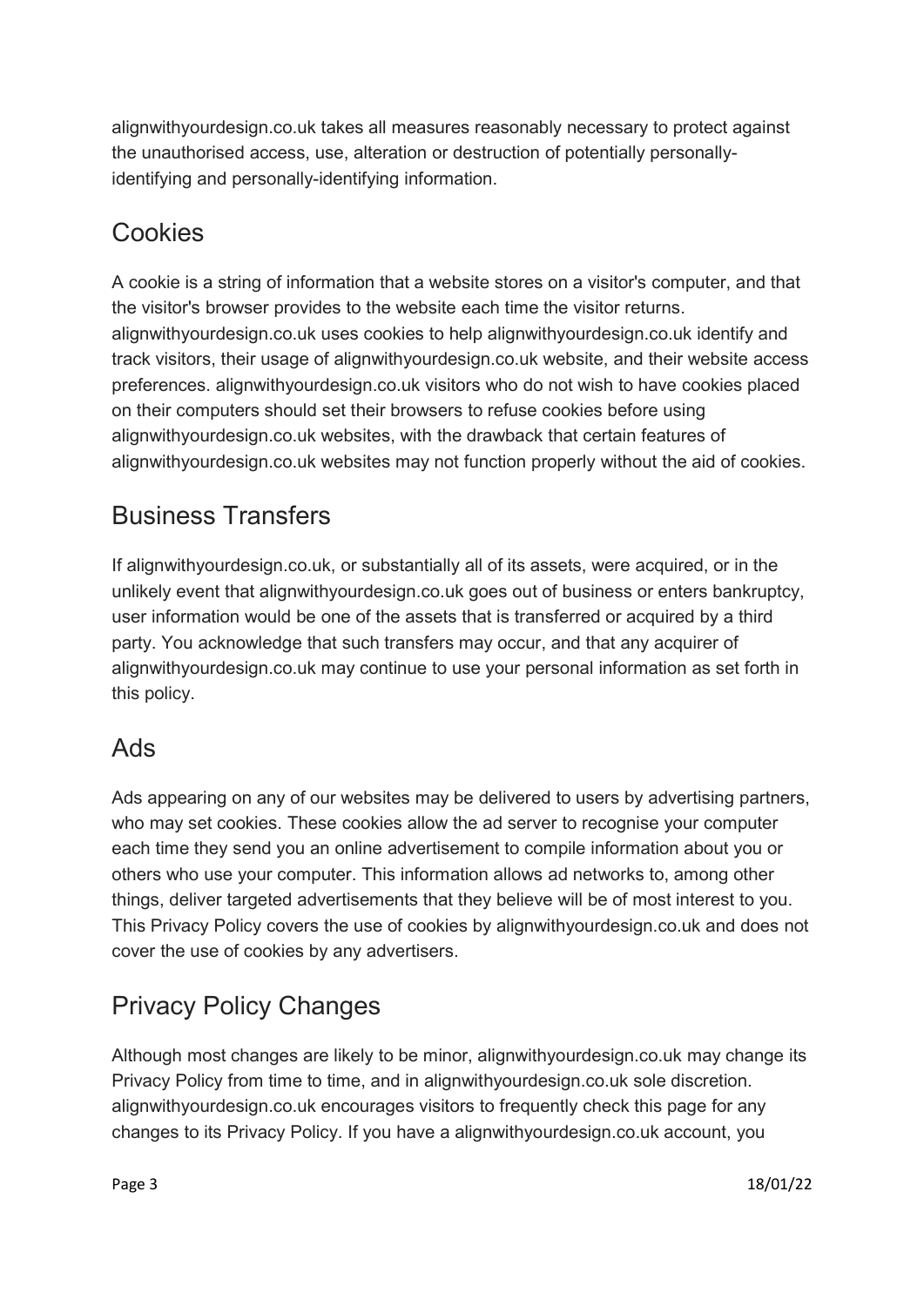alignwithyourdesign.co.uk takes all measures reasonably necessary to protect against the unauthorised access, use, alteration or destruction of potentially personally-identifying and personally-identifying information.

## Cookies

A cookie is a string of information that a website stores on a visitor's computer, and that the visitor's browser provides to the website each time the visitor returns. alignwithyourdesign.co.uk uses cookies to help alignwithyourdesign.co.uk identify and track visitors, their usage of alignwithyourdesign.co.uk website, and their website access preferences. alignwithyourdesign.co.uk visitors who do not wish to have cookies placed on their computers should set their browsers to refuse cookies before using alignwithyourdesign.co.uk websites, with the drawback that certain features of alignwithyourdesign.co.uk websites may not function properly without the aid of cookies.

## Business Transfers

If alignwithyourdesign.co.uk, or substantially all of its assets, were acquired, or in the unlikely event that alignwithyourdesign.co.uk goes out of business or enters bankruptcy, user information would be one of the assets that is transferred or acquired by a third party. You acknowledge that such transfers may occur, and that any acquirer of alignwithyourdesign.co.uk may continue to use your personal information as set forth in this policy.

## Ads

Ads appearing on any of our websites may be delivered to users by advertising partners, who may set cookies. These cookies allow the ad server to recognise your computer each time they send you an online advertisement to compile information about you or others who use your computer. This information allows ad networks to, among other things, deliver targeted advertisements that they believe will be of most interest to you. This Privacy Policy covers the use of cookies by alignwithyourdesign.co.uk and does not cover the use of cookies by any advertisers.

## Privacy Policy Changes

Although most changes are likely to be minor, alignwithyourdesign.co.uk may change its Privacy Policy from time to time, and in alignwithyourdesign.co.uk sole discretion. alignwithyourdesign.co.uk encourages visitors to frequently check this page for any changes to its Privacy Policy. If you have a alignwithyourdesign.co.uk account, you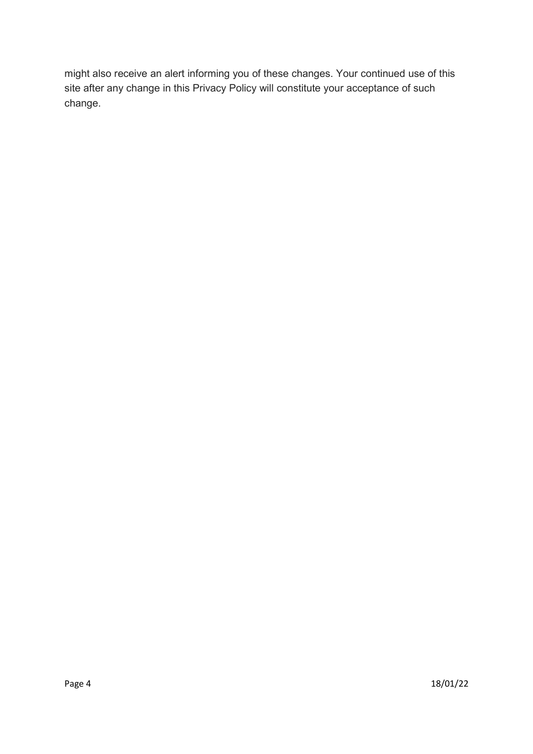might also receive an alert informing you of these changes. Your continued use of this site after any change in this Privacy Policy will constitute your acceptance of such change.